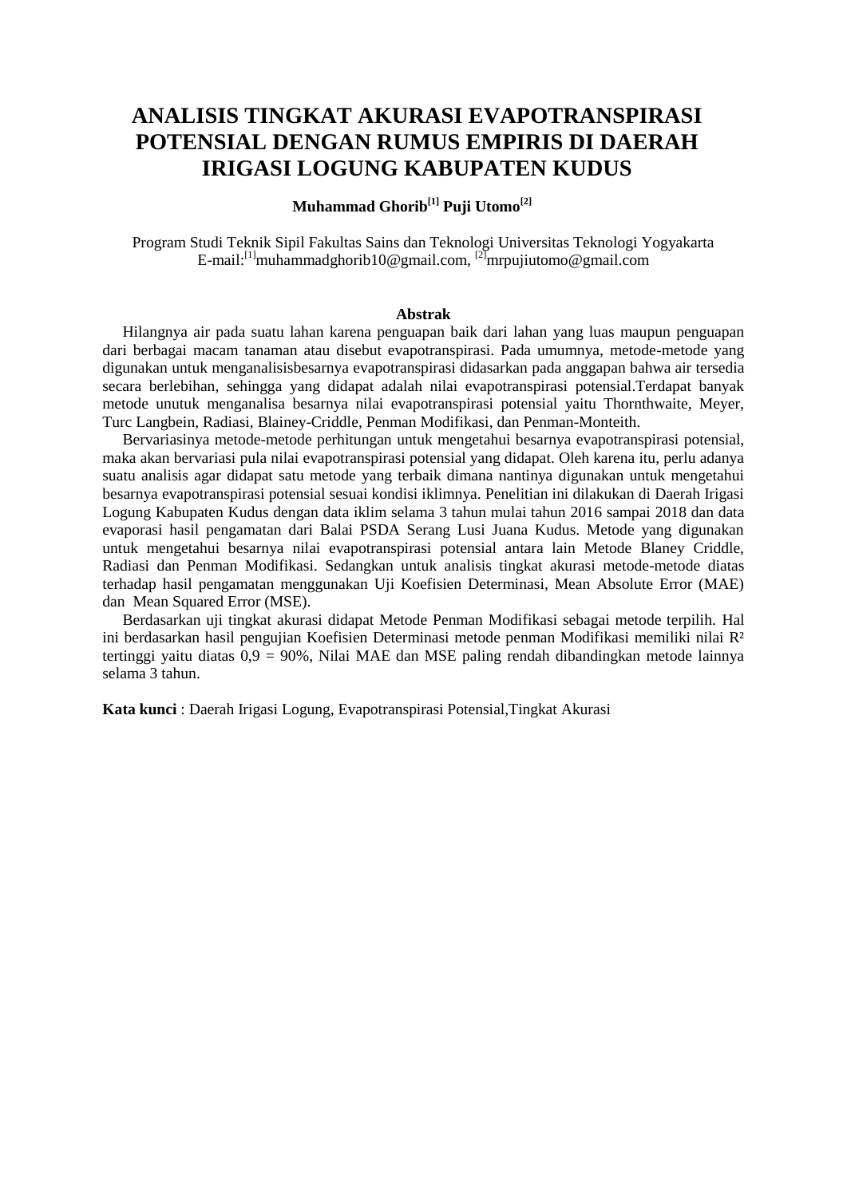# ANALISIS TINGKAT AKURASI EVAPOTRANSPIRASI POTENSIAL DENGAN RUMUS EMPIRIS DI DAERAH IRIGASI LOGUNG KABUPATEN KUDUS

**Muhammad Ghorib[1] Puji Utomo[2]**

Program Studi Teknik Sipil Fakultas Sains dan Teknologi Universitas Teknologi Yogyakarta
E-mail:[1]muhammadghorib10@gmail.com, [2]mrpujiutomo@gmail.com

## Abstrak

Hilangnya air pada suatu lahan karena penguapan baik dari lahan yang luas maupun penguapan dari berbagai macam tanaman atau disebut evapotranspirasi. Pada umumnya, metode-metode yang digunakan untuk menganalisisbesarnya evapotranspirasi didasarkan pada anggapan bahwa air tersedia secara berlebihan, sehingga yang didapat adalah nilai evapotranspirasi potensial.Terdapat banyak metode unutuk menganalisa besarnya nilai evapotranspirasi potensial yaitu Thornthwaite, Meyer, Turc Langbein, Radiasi, Blainey-Criddle, Penman Modifikasi, dan Penman-Monteith.

Bervariasinya metode-metode perhitungan untuk mengetahui besarnya evapotranspirasi potensial, maka akan bervariasi pula nilai evapotranspirasi potensial yang didapat. Oleh karena itu, perlu adanya suatu analisis agar didapat satu metode yang terbaik dimana nantinya digunakan untuk mengetahui besarnya evapotranspirasi potensial sesuai kondisi iklimnya. Penelitian ini dilakukan di Daerah Irigasi Logung Kabupaten Kudus dengan data iklim selama 3 tahun mulai tahun 2016 sampai 2018 dan data evaporasi hasil pengamatan dari Balai PSDA Serang Lusi Juana Kudus. Metode yang digunakan untuk mengetahui besarnya nilai evapotranspirasi potensial antara lain Metode Blaney Criddle, Radiasi dan Penman Modifikasi. Sedangkan untuk analisis tingkat akurasi metode-metode diatas terhadap hasil pengamatan menggunakan Uji Koefisien Determinasi, Mean Absolute Error (MAE) dan Mean Squared Error (MSE).

Berdasarkan uji tingkat akurasi didapat Metode Penman Modifikasi sebagai metode terpilih. Hal ini berdasarkan hasil pengujian Koefisien Determinasi metode penman Modifikasi memiliki nilai $R^2$ tertinggi yaitu diatas 0,9 = 90%, Nilai MAE dan MSE paling rendah dibandingkan metode lainnya selama 3 tahun.

**Kata kunci** : Daerah Irigasi Logung, Evapotranspirasi Potensial,Tingkat Akurasi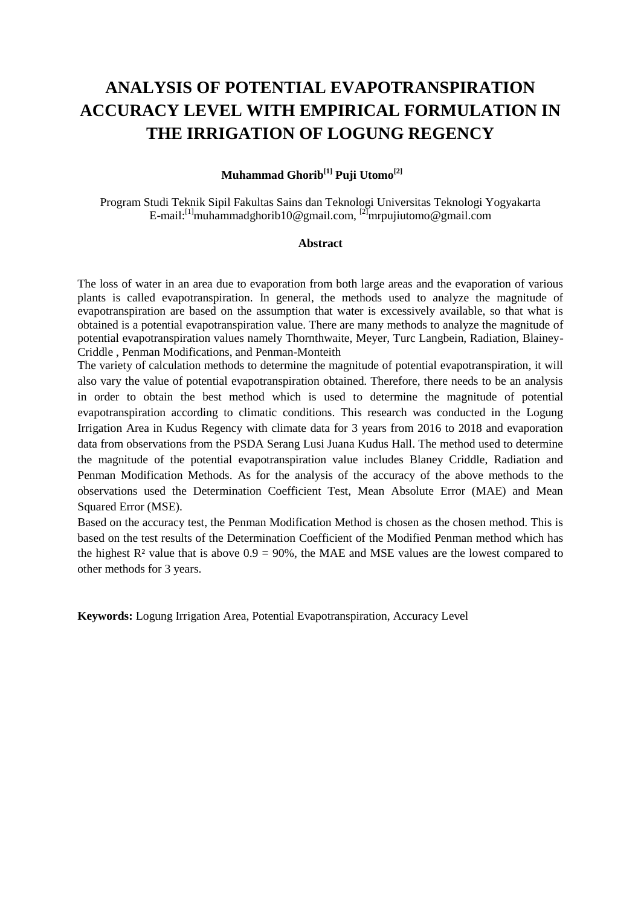# ANALYSIS OF POTENTIAL EVAPOTRANSPIRATION ACCURACY LEVEL WITH EMPIRICAL FORMULATION IN THE IRRIGATION OF LOGUNG REGENCY

**Muhammad Ghorib[1] Puji Utomo[2]**

Program Studi Teknik Sipil Fakultas Sains dan Teknologi Universitas Teknologi Yogyakarta
E-mail:[1]muhammadghorib10@gmail.com, [2]mrpujiutomo@gmail.com

**Abstract**

The loss of water in an area due to evaporation from both large areas and the evaporation of various plants is called evapotranspiration. In general, the methods used to analyze the magnitude of evapotranspiration are based on the assumption that water is excessively available, so that what is obtained is a potential evapotranspiration value. There are many methods to analyze the magnitude of potential evapotranspiration values namely Thornthwaite, Meyer, Turc Langbein, Radiation, Blainey-Criddle , Penman Modifications, and Penman-Monteith

The variety of calculation methods to determine the magnitude of potential evapotranspiration, it will also vary the value of potential evapotranspiration obtained. Therefore, there needs to be an analysis in order to obtain the best method which is used to determine the magnitude of potential evapotranspiration according to climatic conditions. This research was conducted in the Logung Irrigation Area in Kudus Regency with climate data for 3 years from 2016 to 2018 and evaporation data from observations from the PSDA Serang Lusi Juana Kudus Hall. The method used to determine the magnitude of the potential evapotranspiration value includes Blaney Criddle, Radiation and Penman Modification Methods. As for the analysis of the accuracy of the above methods to the observations used the Determination Coefficient Test, Mean Absolute Error (MAE) and Mean Squared Error (MSE).

Based on the accuracy test, the Penman Modification Method is chosen as the chosen method. This is based on the test results of the Determination Coefficient of the Modified Penman method which has the highest $R^2$ value that is above $0.9 = 90\%$, the MAE and MSE values are the lowest compared to other methods for 3 years.

**Keywords:** Logung Irrigation Area, Potential Evapotranspiration, Accuracy Level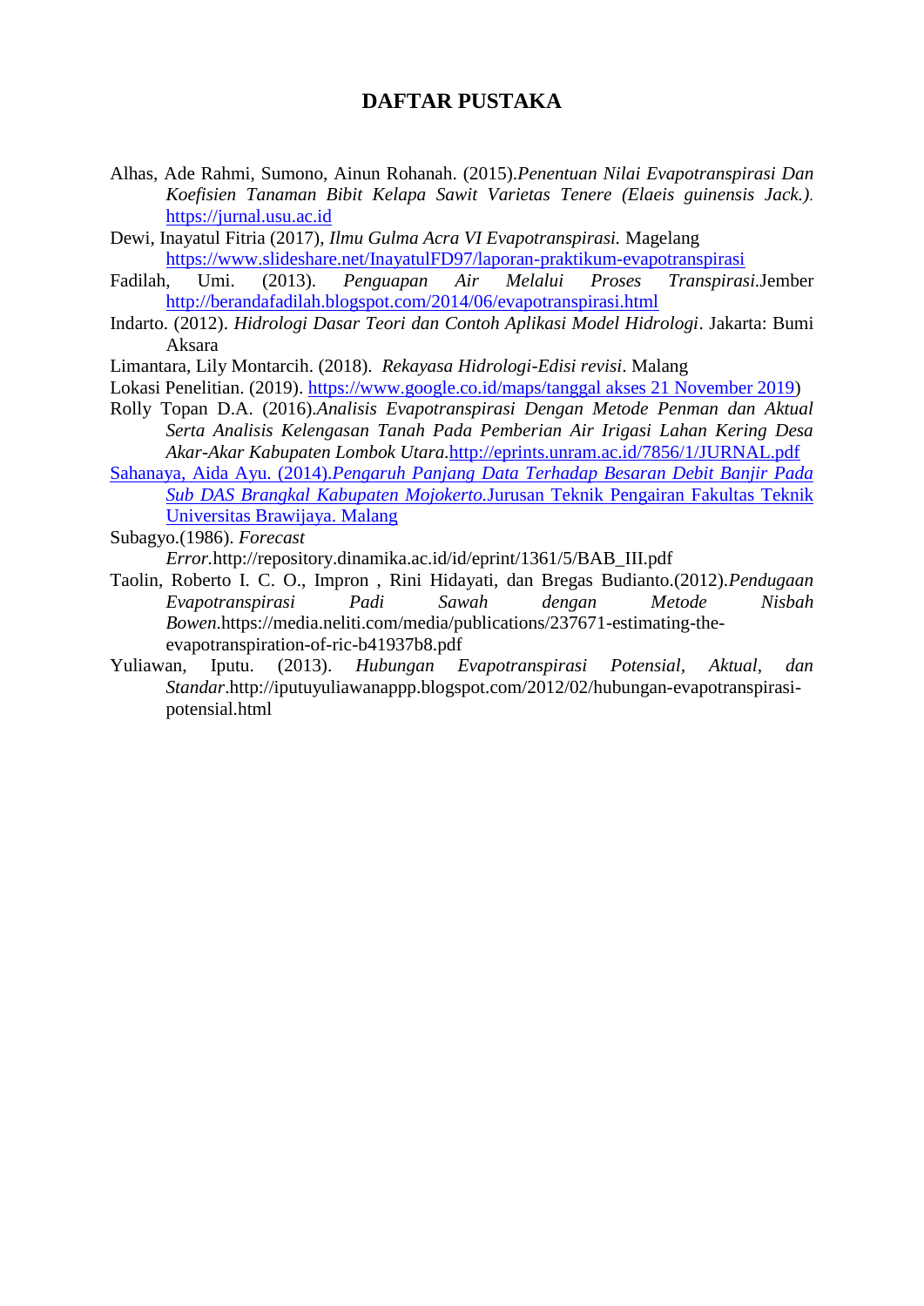# DAFTAR PUSTAKA

Alhas, Ade Rahmi, Sumono, Ainun Rohanah. (2015).*Penentuan Nilai Evapotranspirasi Dan Koefisien Tanaman Bibit Kelapa Sawit Varietas Tenere (Elaeis guinensis Jack.)*. https://jurnal.usu.ac.id

Dewi, Inayatul Fitria (2017), *Ilmu Gulma Acra VI Evapotranspirasi.* Magelang https://www.slideshare.net/InayatulFD97/laporan-praktikum-evapotranspirasi

Fadilah, Umi. (2013). *Penguapan Air Melalui Proses Transpirasi*.Jember http://berandafadilah.blogspot.com/2014/06/evapotranspirasi.html

Indarto. (2012). *Hidrologi Dasar Teori dan Contoh Aplikasi Model Hidrologi*. Jakarta: Bumi Aksara

Limantara, Lily Montarcih. (2018). *Rekayasa Hidrologi-Edisi revisi*. Malang

Lokasi Penelitian. (2019). https://www.google.co.id/maps/tanggal akses 21 November 2019)

Rolly Topan D.A. (2016).*Analisis Evapotranspirasi Dengan Metode Penman dan Aktual Serta Analisis Kelengasan Tanah Pada Pemberian Air Irigasi Lahan Kering Desa Akar-Akar Kabupaten Lombok Utara*.http://eprints.unram.ac.id/7856/1/JURNAL.pdf

Sahanaya, Aida Ayu. (2014).*Pengaruh Panjang Data Terhadap Besaran Debit Banjir Pada Sub DAS Brangkal Kabupaten Mojokerto*.Jurusan Teknik Pengairan Fakultas Teknik Universitas Brawijaya. Malang

Subagyo.(1986). *Forecast Error*.http://repository.dinamika.ac.id/id/eprint/1361/5/BAB_III.pdf

Taolin, Roberto I. C. O., Impron , Rini Hidayati, dan Bregas Budianto.(2012).*Pendugaan Evapotranspirasi Padi Sawah dengan Metode Nisbah Bowen*.https://media.neliti.com/media/publications/237671-estimating-the-evapotranspiration-of-ric-b41937b8.pdf

Yuliawan, Iputu. (2013). *Hubungan Evapotranspirasi Potensial, Aktual, dan Standar*.http://iputuyuliawanappp.blogspot.com/2012/02/hubungan-evapotranspirasi-potensial.html